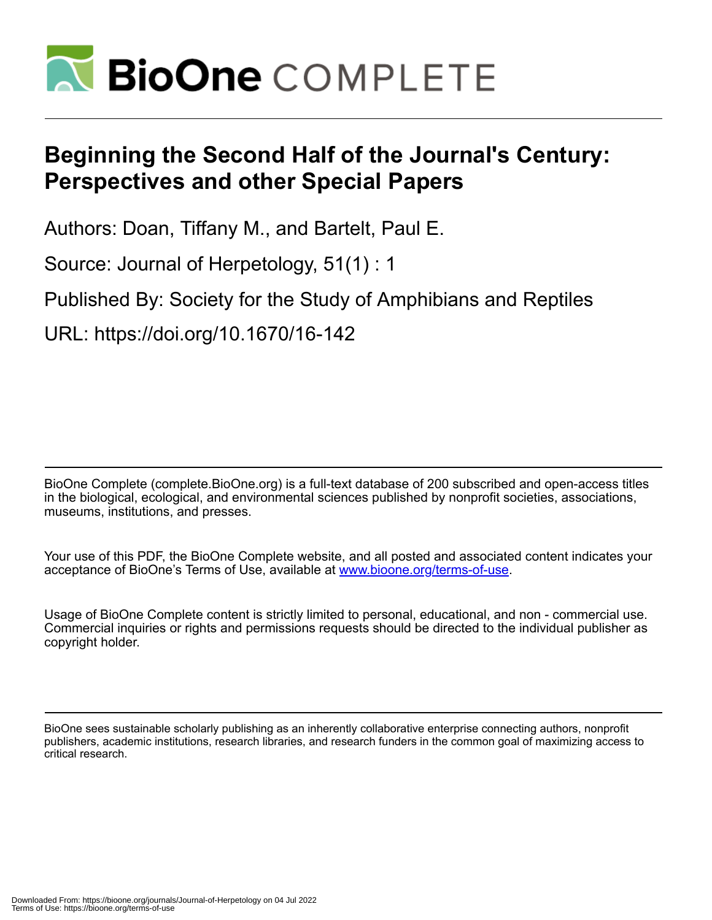# Beginning the Second Half of the Journal's Century: Perspectives and other Special Papers

Authors: Doan, Tiffany M., and Bartelt, Paul E.

Source: Journal of Herpetology, 51(1) : 1

Published By: Society for the Study of Amphibians and Reptiles

URL: https://doi.org/10.1670/16-142

---

BioOne Complete (complete.BioOne.org) is a full-text database of 200 subscribed and open-access titles in the biological, ecological, and environmental sciences published by nonprofit societies, associations, museums, institutions, and presses.

Your use of this PDF, the BioOne Complete website, and all posted and associated content indicates your acceptance of BioOne's Terms of Use, available at www.bioone.org/terms-of-use.

Usage of BioOne Complete content is strictly limited to personal, educational, and non - commercial use. Commercial inquiries or rights and permissions requests should be directed to the individual publisher as copyright holder.

---

BioOne sees sustainable scholarly publishing as an inherently collaborative enterprise connecting authors, nonprofit publishers, academic institutions, research libraries, and research funders in the common goal of maximizing access to critical research.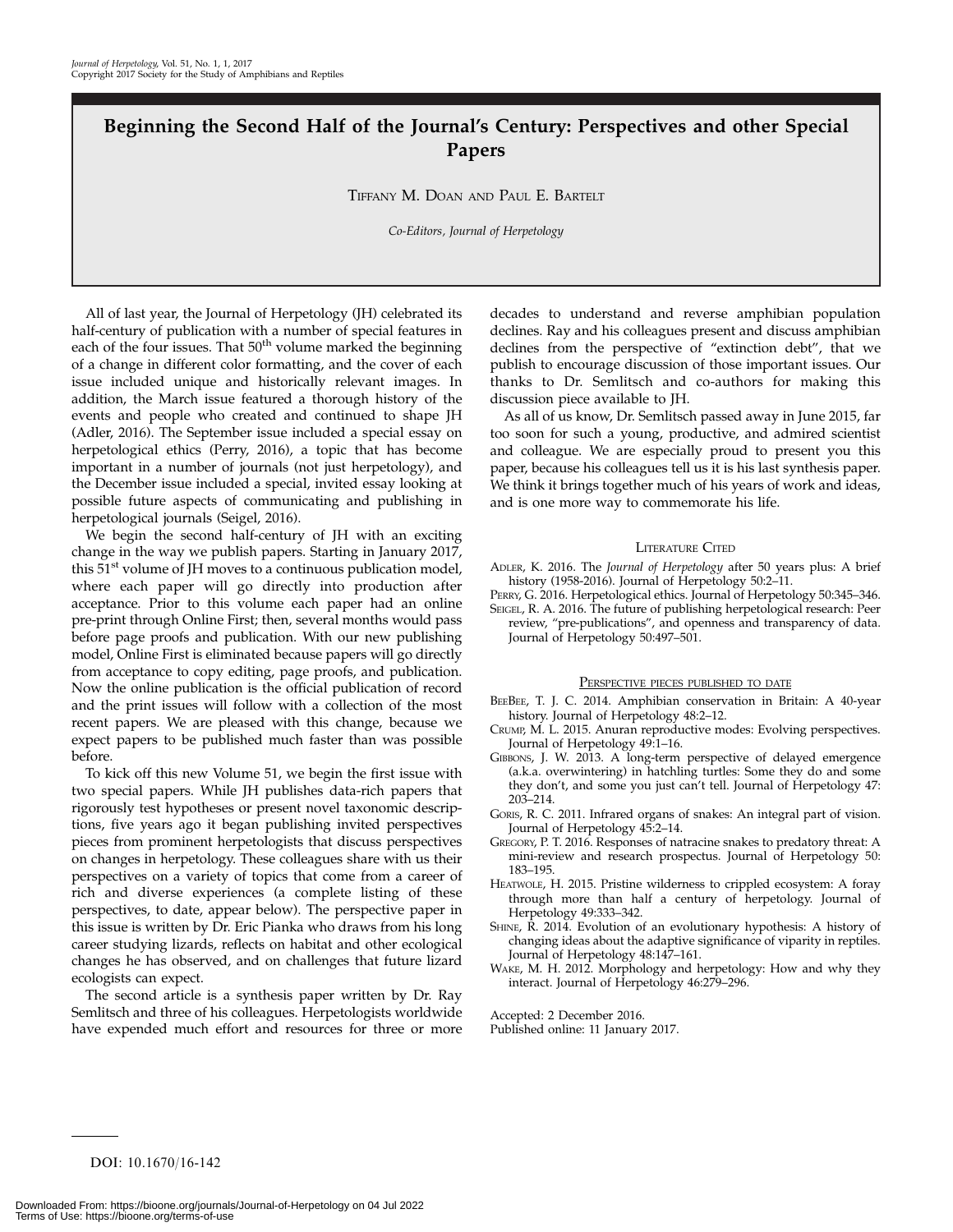# Beginning the Second Half of the Journal's Century: Perspectives and other Special Papers

Tiffany M. Doan and Paul E. Bartelt

*Co-Editors, Journal of Herpetology*

All of last year, the Journal of Herpetology (JH) celebrated its half-century of publication with a number of special features in each of the four issues. That 50th volume marked the beginning of a change in different color formatting, and the cover of each issue included unique and historically relevant images. In addition, the March issue featured a thorough history of the events and people who created and continued to shape JH (Adler, 2016). The September issue included a special essay on herpetological ethics (Perry, 2016), a topic that has become important in a number of journals (not just herpetology), and the December issue included a special, invited essay looking at possible future aspects of communicating and publishing in herpetological journals (Seigel, 2016).

We begin the second half-century of JH with an exciting change in the way we publish papers. Starting in January 2017, this 51st volume of JH moves to a continuous publication model, where each paper will go directly into production after acceptance. Prior to this volume each paper had an online pre-print through Online First; then, several months would pass before page proofs and publication. With our new publishing model, Online First is eliminated because papers will go directly from acceptance to copy editing, page proofs, and publication. Now the online publication is the official publication of record and the print issues will follow with a collection of the most recent papers. We are pleased with this change, because we expect papers to be published much faster than was possible before.

To kick off this new Volume 51, we begin the first issue with two special papers. While JH publishes data-rich papers that rigorously test hypotheses or present novel taxonomic descriptions, five years ago it began publishing invited perspectives pieces from prominent herpetologists that discuss perspectives on changes in herpetology. These colleagues share with us their perspectives on a variety of topics that come from a career of rich and diverse experiences (a complete listing of these perspectives, to date, appear below). The perspective paper in this issue is written by Dr. Eric Pianka who draws from his long career studying lizards, reflects on habitat and other ecological changes he has observed, and on challenges that future lizard ecologists can expect.

The second article is a synthesis paper written by Dr. Ray Semlitsch and three of his colleagues. Herpetologists worldwide have expended much effort and resources for three or more decades to understand and reverse amphibian population declines. Ray and his colleagues present and discuss amphibian declines from the perspective of "extinction debt", that we publish to encourage discussion of those important issues. Our thanks to Dr. Semlitsch and co-authors for making this discussion piece available to JH.

As all of us know, Dr. Semlitsch passed away in June 2015, far too soon for such a young, productive, and admired scientist and colleague. We are especially proud to present you this paper, because his colleagues tell us it is his last synthesis paper. We think it brings together much of his years of work and ideas, and is one more way to commemorate his life.

## Literature Cited

Adler, K. 2016. The *Journal of Herpetology* after 50 years plus: A brief history (1958-2016). Journal of Herpetology 50:2–11.

Perry, G. 2016. Herpetological ethics. Journal of Herpetology 50:345–346.

Seigel, R. A. 2016. The future of publishing herpetological research: Peer review, "pre-publications", and openness and transparency of data. Journal of Herpetology 50:497–501.

## Perspective pieces published to date

BeeBee, T. J. C. 2014. Amphibian conservation in Britain: A 40-year history. Journal of Herpetology 48:2–12.

Crump, M. L. 2015. Anuran reproductive modes: Evolving perspectives. Journal of Herpetology 49:1–16.

Gibbons, J. W. 2013. A long-term perspective of delayed emergence (a.k.a. overwintering) in hatchling turtles: Some they do and some they don't, and some you just can't tell. Journal of Herpetology 47: 203–214.

Goris, R. C. 2011. Infrared organs of snakes: An integral part of vision. Journal of Herpetology 45:2–14.

Gregory, P. T. 2016. Responses of natracine snakes to predatory threat: A mini-review and research prospectus. Journal of Herpetology 50: 183–195.

Heatwole, H. 2015. Pristine wilderness to crippled ecosystem: A foray through more than half a century of herpetology. Journal of Herpetology 49:333–342.

Shine, R. 2014. Evolution of an evolutionary hypothesis: A history of changing ideas about the adaptive significance of viparity in reptiles. Journal of Herpetology 48:147–161.

Wake, M. H. 2012. Morphology and herpetology: How and why they interact. Journal of Herpetology 46:279–296.

Accepted: 2 December 2016.
Published online: 11 January 2017.

DOI: 10.1670/16-142